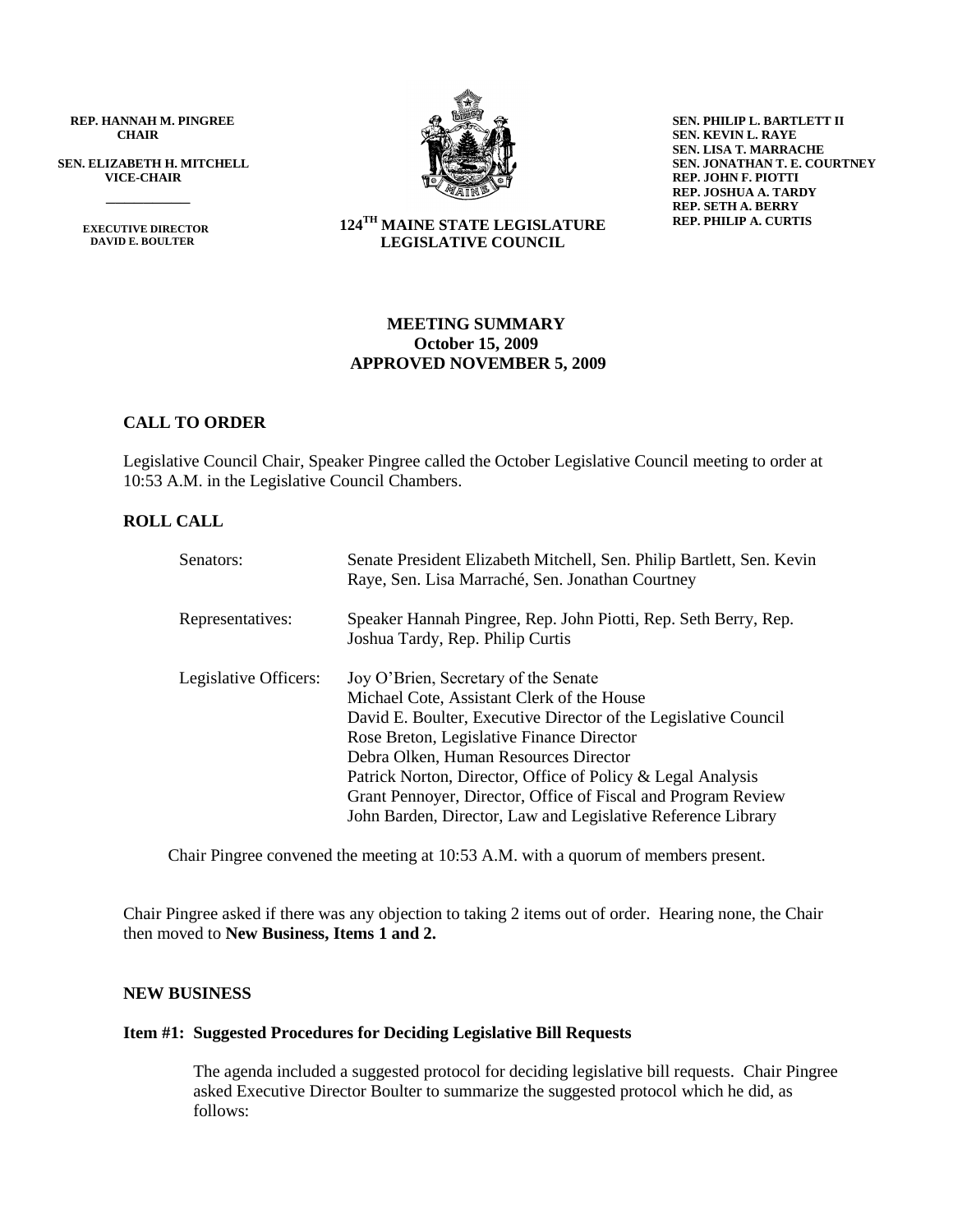**REP. HANNAH M. PINGREE**
**CHAIR**

**SEN. ELIZABETH H. MITCHELL**
**VICE-CHAIR**

**EXECUTIVE DIRECTOR**
**DAVID E. BOULTER**

**124[TH] MAINE STATE LEGISLATURE**
**LEGISLATIVE COUNCIL**

**SEN. PHILIP L. BARTLETT II**
**SEN. KEVIN L. RAYE**
**SEN. LISA T. MARRACHE**
**SEN. JONATHAN T. E. COURTNEY**
**REP. JOHN F. PIOTTI**
**REP. JOSHUA A. TARDY**
**REP. SETH A. BERRY**
**REP. PHILIP A. CURTIS**

## MEETING SUMMARY
**October 15, 2009**
**APPROVED NOVEMBER 5, 2009**

### CALL TO ORDER

Legislative Council Chair, Speaker Pingree called the October Legislative Council meeting to order at 10:53 A.M. in the Legislative Council Chambers.

### ROLL CALL

| | |
|---|---|
| Senators: | Senate President Elizabeth Mitchell, Sen. Philip Bartlett, Sen. Kevin Raye, Sen. Lisa Marraché, Sen. Jonathan Courtney |
| Representatives: | Speaker Hannah Pingree, Rep. John Piotti, Rep. Seth Berry, Rep. Joshua Tardy, Rep. Philip Curtis |
| Legislative Officers: | Joy O'Brien, Secretary of the Senate<br>Michael Cote, Assistant Clerk of the House<br>David E. Boulter, Executive Director of the Legislative Council<br>Rose Breton, Legislative Finance Director<br>Debra Olken, Human Resources Director<br>Patrick Norton, Director, Office of Policy & Legal Analysis<br>Grant Pennoyer, Director, Office of Fiscal and Program Review<br>John Barden, Director, Law and Legislative Reference Library |

Chair Pingree convened the meeting at 10:53 A.M. with a quorum of members present.

Chair Pingree asked if there was any objection to taking 2 items out of order. Hearing none, the Chair then moved to **New Business, Items 1 and 2.**

### NEW BUSINESS

#### Item #1: Suggested Procedures for Deciding Legislative Bill Requests

The agenda included a suggested protocol for deciding legislative bill requests. Chair Pingree asked Executive Director Boulter to summarize the suggested protocol which he did, as follows: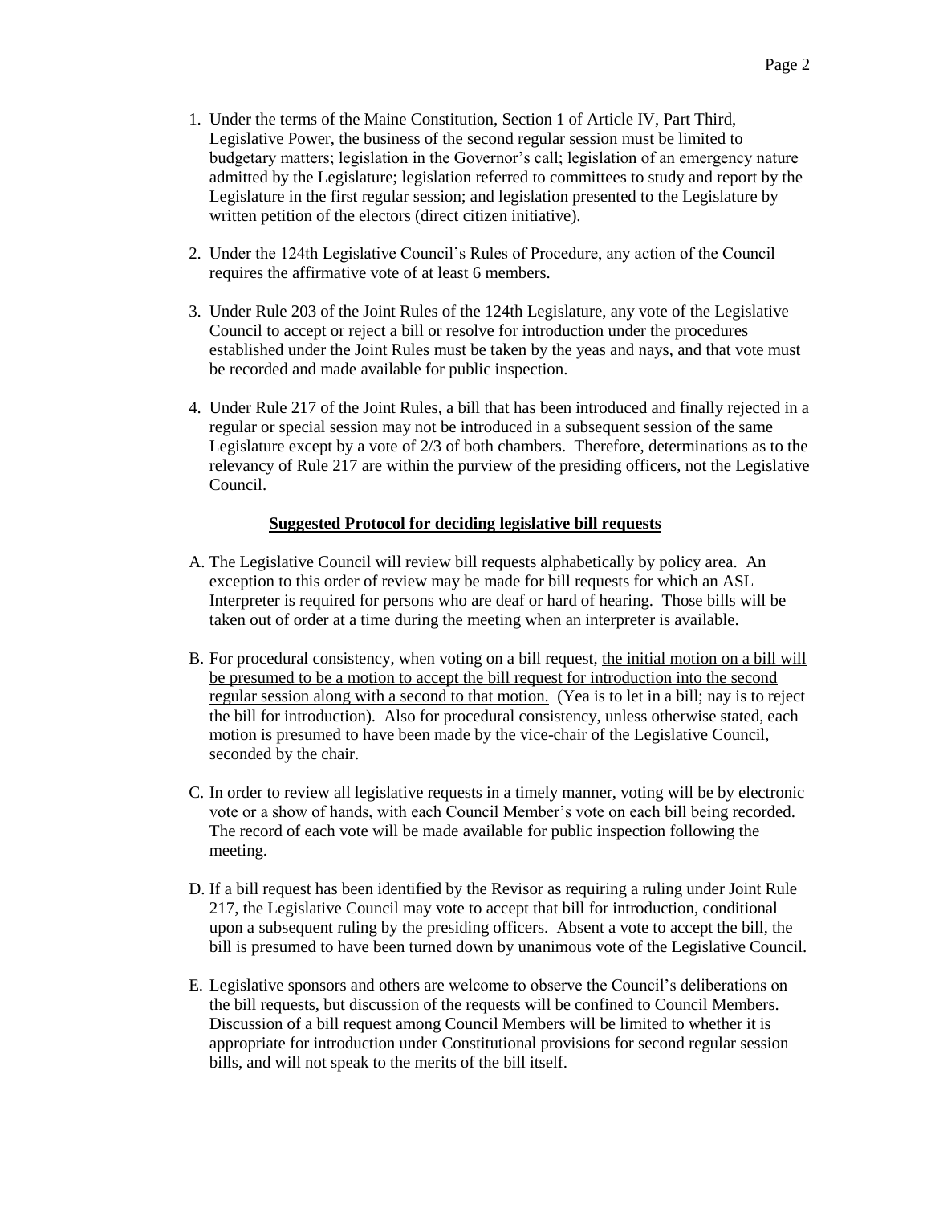1. Under the terms of the Maine Constitution, Section 1 of Article IV, Part Third, Legislative Power, the business of the second regular session must be limited to budgetary matters; legislation in the Governor's call; legislation of an emergency nature admitted by the Legislature; legislation referred to committees to study and report by the Legislature in the first regular session; and legislation presented to the Legislature by written petition of the electors (direct citizen initiative).

2. Under the 124th Legislative Council's Rules of Procedure, any action of the Council requires the affirmative vote of at least 6 members.

3. Under Rule 203 of the Joint Rules of the 124th Legislature, any vote of the Legislative Council to accept or reject a bill or resolve for introduction under the procedures established under the Joint Rules must be taken by the yeas and nays, and that vote must be recorded and made available for public inspection.

4. Under Rule 217 of the Joint Rules, a bill that has been introduced and finally rejected in a regular or special session may not be introduced in a subsequent session of the same Legislature except by a vote of 2/3 of both chambers. Therefore, determinations as to the relevancy of Rule 217 are within the purview of the presiding officers, not the Legislative Council.

**Suggested Protocol for deciding legislative bill requests**

A. The Legislative Council will review bill requests alphabetically by policy area. An exception to this order of review may be made for bill requests for which an ASL Interpreter is required for persons who are deaf or hard of hearing. Those bills will be taken out of order at a time during the meeting when an interpreter is available.

B. For procedural consistency, when voting on a bill request, the initial motion on a bill will be presumed to be a motion to accept the bill request for introduction into the second regular session along with a second to that motion. (Yea is to let in a bill; nay is to reject the bill for introduction). Also for procedural consistency, unless otherwise stated, each motion is presumed to have been made by the vice-chair of the Legislative Council, seconded by the chair.

C. In order to review all legislative requests in a timely manner, voting will be by electronic vote or a show of hands, with each Council Member's vote on each bill being recorded. The record of each vote will be made available for public inspection following the meeting.

D. If a bill request has been identified by the Revisor as requiring a ruling under Joint Rule 217, the Legislative Council may vote to accept that bill for introduction, conditional upon a subsequent ruling by the presiding officers. Absent a vote to accept the bill, the bill is presumed to have been turned down by unanimous vote of the Legislative Council.

E. Legislative sponsors and others are welcome to observe the Council's deliberations on the bill requests, but discussion of the requests will be confined to Council Members. Discussion of a bill request among Council Members will be limited to whether it is appropriate for introduction under Constitutional provisions for second regular session bills, and will not speak to the merits of the bill itself.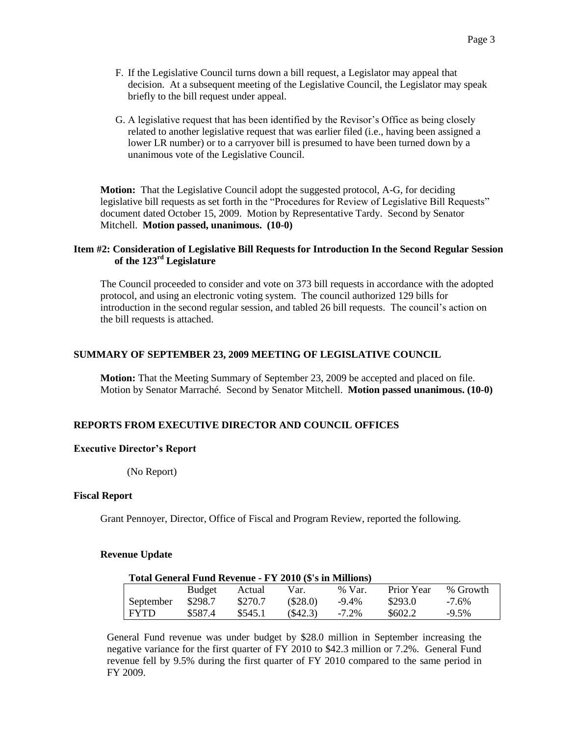F. If the Legislative Council turns down a bill request, a Legislator may appeal that decision. At a subsequent meeting of the Legislative Council, the Legislator may speak briefly to the bill request under appeal.

G. A legislative request that has been identified by the Revisor's Office as being closely related to another legislative request that was earlier filed (i.e., having been assigned a lower LR number) or to a carryover bill is presumed to have been turned down by a unanimous vote of the Legislative Council.

**Motion:** That the Legislative Council adopt the suggested protocol, A-G, for deciding legislative bill requests as set forth in the "Procedures for Review of Legislative Bill Requests" document dated October 15, 2009. Motion by Representative Tardy. Second by Senator Mitchell. **Motion passed, unanimous. (10-0)**

### Item #2: Consideration of Legislative Bill Requests for Introduction In the Second Regular Session of the 123rd Legislature

The Council proceeded to consider and vote on 373 bill requests in accordance with the adopted protocol, and using an electronic voting system. The council authorized 129 bills for introduction in the second regular session, and tabled 26 bill requests. The council's action on the bill requests is attached.

## SUMMARY OF SEPTEMBER 23, 2009 MEETING OF LEGISLATIVE COUNCIL

**Motion:** That the Meeting Summary of September 23, 2009 be accepted and placed on file. Motion by Senator Marraché. Second by Senator Mitchell. **Motion passed unanimous. (10-0)**

## REPORTS FROM EXECUTIVE DIRECTOR AND COUNCIL OFFICES

### Executive Director's Report

(No Report)

### Fiscal Report

Grant Pennoyer, Director, Office of Fiscal and Program Review, reported the following.

#### Revenue Update

**Total General Fund Revenue - FY 2010 ($'s in Millions)**

| | Budget | Actual | Var. | % Var. | Prior Year | % Growth |
|---|---|---|---|---|---|---|
| September | $298.7 | $270.7 | ($28.0) | -9.4% | $293.0 | -7.6% |
| FYTD | $587.4 | $545.1 | ($42.3) | -7.2% | $602.2 | -9.5% |

General Fund revenue was under budget by $28.0 million in September increasing the negative variance for the first quarter of FY 2010 to $42.3 million or 7.2%. General Fund revenue fell by 9.5% during the first quarter of FY 2010 compared to the same period in FY 2009.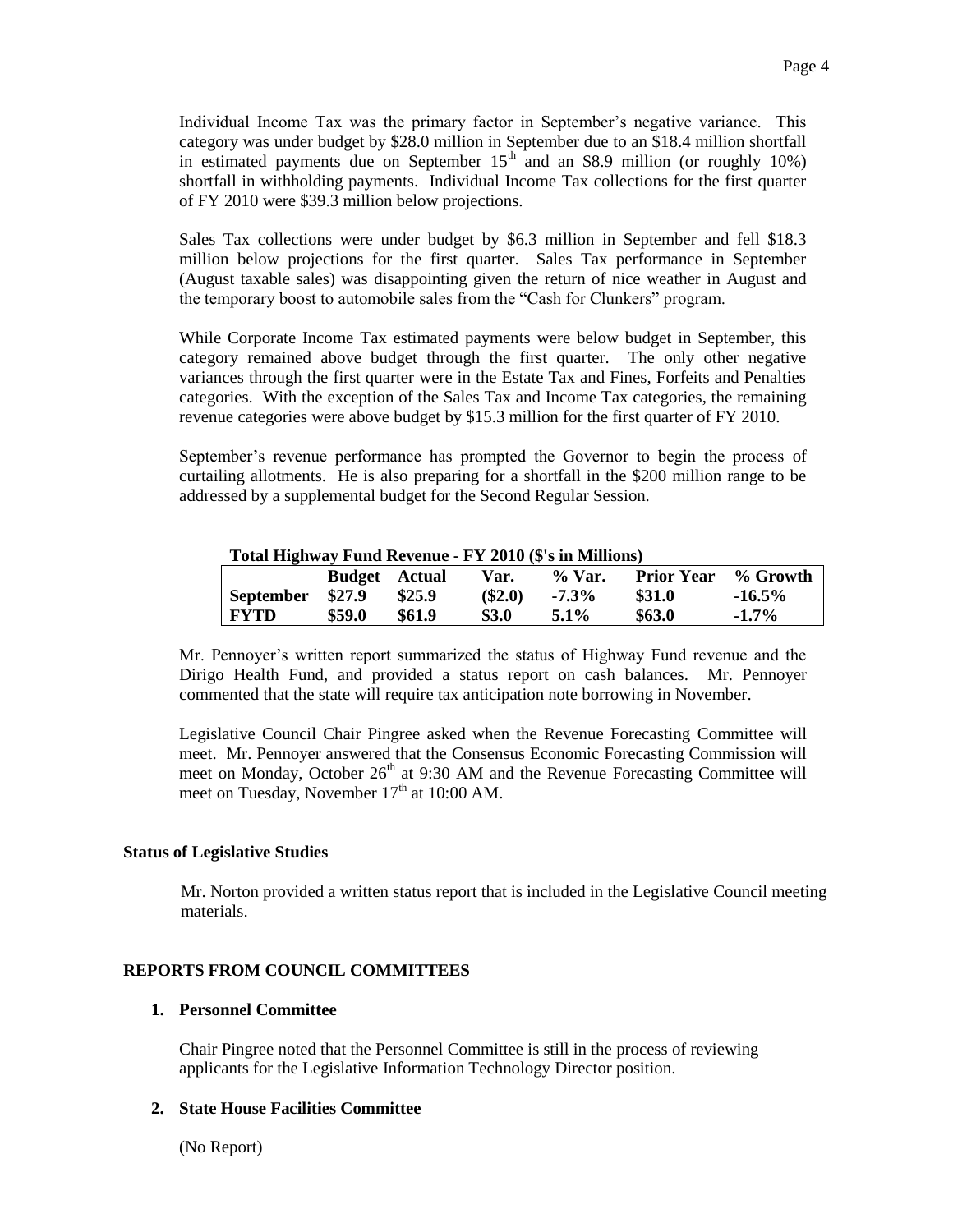Individual Income Tax was the primary factor in September's negative variance. This category was under budget by $28.0 million in September due to an $18.4 million shortfall in estimated payments due on September 15th and an $8.9 million (or roughly 10%) shortfall in withholding payments. Individual Income Tax collections for the first quarter of FY 2010 were $39.3 million below projections.

Sales Tax collections were under budget by $6.3 million in September and fell $18.3 million below projections for the first quarter. Sales Tax performance in September (August taxable sales) was disappointing given the return of nice weather in August and the temporary boost to automobile sales from the "Cash for Clunkers" program.

While Corporate Income Tax estimated payments were below budget in September, this category remained above budget through the first quarter. The only other negative variances through the first quarter were in the Estate Tax and Fines, Forfeits and Penalties categories. With the exception of the Sales Tax and Income Tax categories, the remaining revenue categories were above budget by $15.3 million for the first quarter of FY 2010.

September's revenue performance has prompted the Governor to begin the process of curtailing allotments. He is also preparing for a shortfall in the $200 million range to be addressed by a supplemental budget for the Second Regular Session.

**Total Highway Fund Revenue - FY 2010 ($'s in Millions)**

| | Budget | Actual | Var. | % Var. | Prior Year | % Growth |
|---|---|---|---|---|---|---|
| **September** | **$27.9** | **$25.9** | **($2.0)** | **-7.3%** | **$31.0** | **-16.5%** |
| **FYTD** | **$59.0** | **$61.9** | **$3.0** | **5.1%** | **$63.0** | **-1.7%** |

Mr. Pennoyer's written report summarized the status of Highway Fund revenue and the Dirigo Health Fund, and provided a status report on cash balances. Mr. Pennoyer commented that the state will require tax anticipation note borrowing in November.

Legislative Council Chair Pingree asked when the Revenue Forecasting Committee will meet. Mr. Pennoyer answered that the Consensus Economic Forecasting Commission will meet on Monday, October 26th at 9:30 AM and the Revenue Forecasting Committee will meet on Tuesday, November 17th at 10:00 AM.

**Status of Legislative Studies**

Mr. Norton provided a written status report that is included in the Legislative Council meeting materials.

## REPORTS FROM COUNCIL COMMITTEES

**1. Personnel Committee**

Chair Pingree noted that the Personnel Committee is still in the process of reviewing applicants for the Legislative Information Technology Director position.

**2. State House Facilities Committee**

(No Report)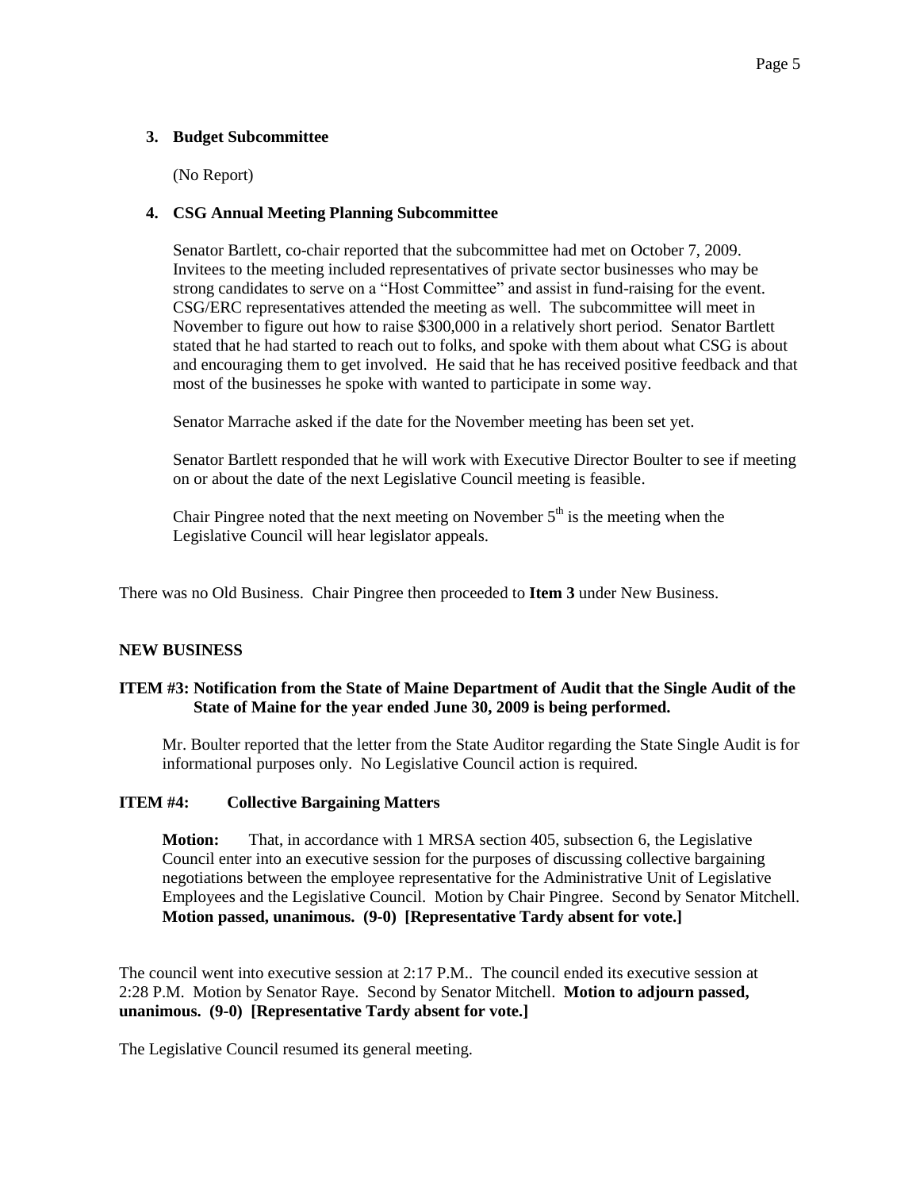**3. Budget Subcommittee**

(No Report)

**4. CSG Annual Meeting Planning Subcommittee**

Senator Bartlett, co-chair reported that the subcommittee had met on October 7, 2009. Invitees to the meeting included representatives of private sector businesses who may be strong candidates to serve on a "Host Committee" and assist in fund-raising for the event. CSG/ERC representatives attended the meeting as well. The subcommittee will meet in November to figure out how to raise $300,000 in a relatively short period. Senator Bartlett stated that he had started to reach out to folks, and spoke with them about what CSG is about and encouraging them to get involved. He said that he has received positive feedback and that most of the businesses he spoke with wanted to participate in some way.

Senator Marrache asked if the date for the November meeting has been set yet.

Senator Bartlett responded that he will work with Executive Director Boulter to see if meeting on or about the date of the next Legislative Council meeting is feasible.

Chair Pingree noted that the next meeting on November 5th is the meeting when the Legislative Council will hear legislator appeals.

There was no Old Business. Chair Pingree then proceeded to **Item 3** under New Business.

**NEW BUSINESS**

**ITEM #3: Notification from the State of Maine Department of Audit that the Single Audit of the State of Maine for the year ended June 30, 2009 is being performed.**

Mr. Boulter reported that the letter from the State Auditor regarding the State Single Audit is for informational purposes only. No Legislative Council action is required.

**ITEM #4: Collective Bargaining Matters**

**Motion:** That, in accordance with 1 MRSA section 405, subsection 6, the Legislative Council enter into an executive session for the purposes of discussing collective bargaining negotiations between the employee representative for the Administrative Unit of Legislative Employees and the Legislative Council. Motion by Chair Pingree. Second by Senator Mitchell. **Motion passed, unanimous. (9-0) [Representative Tardy absent for vote.]**

The council went into executive session at 2:17 P.M.. The council ended its executive session at 2:28 P.M. Motion by Senator Raye. Second by Senator Mitchell. **Motion to adjourn passed, unanimous. (9-0) [Representative Tardy absent for vote.]**

The Legislative Council resumed its general meeting.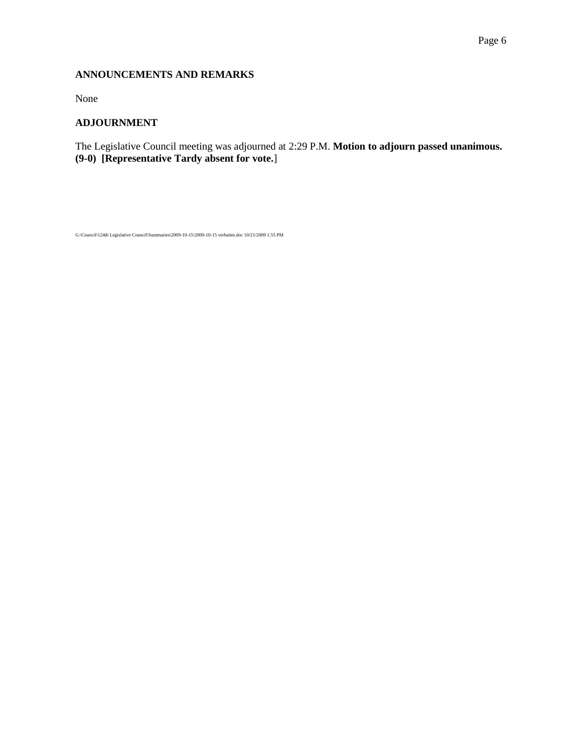**ANNOUNCEMENTS AND REMARKS**

None

**ADJOURNMENT**

The Legislative Council meeting was adjourned at 2:29 P.M. **Motion to adjourn passed unanimous. (9-0) [Representative Tardy absent for vote.**]

G:\Council\124th Legislative Council\Summaries\2009-10-15\2009-10-15 verbatim.doc 10/21/2009 1:55 PM